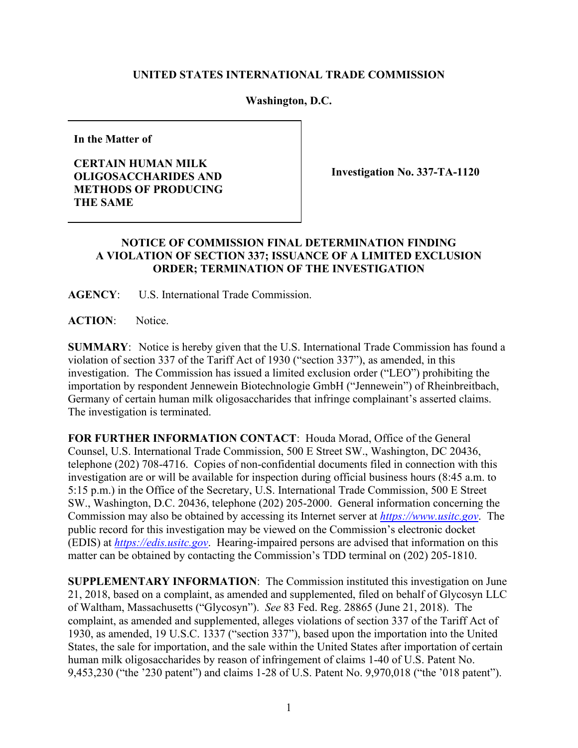**UNITED STATES INTERNATIONAL TRADE COMMISSION**

**Washington, D.C.**

| **In the Matter of**<br><br>**CERTAIN HUMAN MILK OLIGOSACCHARIDES AND METHODS OF PRODUCING THE SAME** | **Investigation No. 337-TA-1120** |
|---|---|

**NOTICE OF COMMISSION FINAL DETERMINATION FINDING A VIOLATION OF SECTION 337; ISSUANCE OF A LIMITED EXCLUSION ORDER; TERMINATION OF THE INVESTIGATION**

**AGENCY**: U.S. International Trade Commission.

**ACTION**: Notice.

**SUMMARY**: Notice is hereby given that the U.S. International Trade Commission has found a violation of section 337 of the Tariff Act of 1930 ("section 337"), as amended, in this investigation. The Commission has issued a limited exclusion order ("LEO") prohibiting the importation by respondent Jennewein Biotechnologie GmbH ("Jennewein") of Rheinbreitbach, Germany of certain human milk oligosaccharides that infringe complainant's asserted claims. The investigation is terminated.

**FOR FURTHER INFORMATION CONTACT**: Houda Morad, Office of the General Counsel, U.S. International Trade Commission, 500 E Street SW., Washington, DC 20436, telephone (202) 708-4716. Copies of non-confidential documents filed in connection with this investigation are or will be available for inspection during official business hours (8:45 a.m. to 5:15 p.m.) in the Office of the Secretary, U.S. International Trade Commission, 500 E Street SW., Washington, D.C. 20436, telephone (202) 205-2000. General information concerning the Commission may also be obtained by accessing its Internet server at *https://www.usitc.gov*. The public record for this investigation may be viewed on the Commission's electronic docket (EDIS) at *https://edis.usitc.gov*. Hearing-impaired persons are advised that information on this matter can be obtained by contacting the Commission's TDD terminal on (202) 205-1810.

**SUPPLEMENTARY INFORMATION**: The Commission instituted this investigation on June 21, 2018, based on a complaint, as amended and supplemented, filed on behalf of Glycosyn LLC of Waltham, Massachusetts ("Glycosyn"). *See* 83 Fed. Reg. 28865 (June 21, 2018). The complaint, as amended and supplemented, alleges violations of section 337 of the Tariff Act of 1930, as amended, 19 U.S.C. 1337 ("section 337"), based upon the importation into the United States, the sale for importation, and the sale within the United States after importation of certain human milk oligosaccharides by reason of infringement of claims 1-40 of U.S. Patent No. 9,453,230 ("the '230 patent") and claims 1-28 of U.S. Patent No. 9,970,018 ("the '018 patent").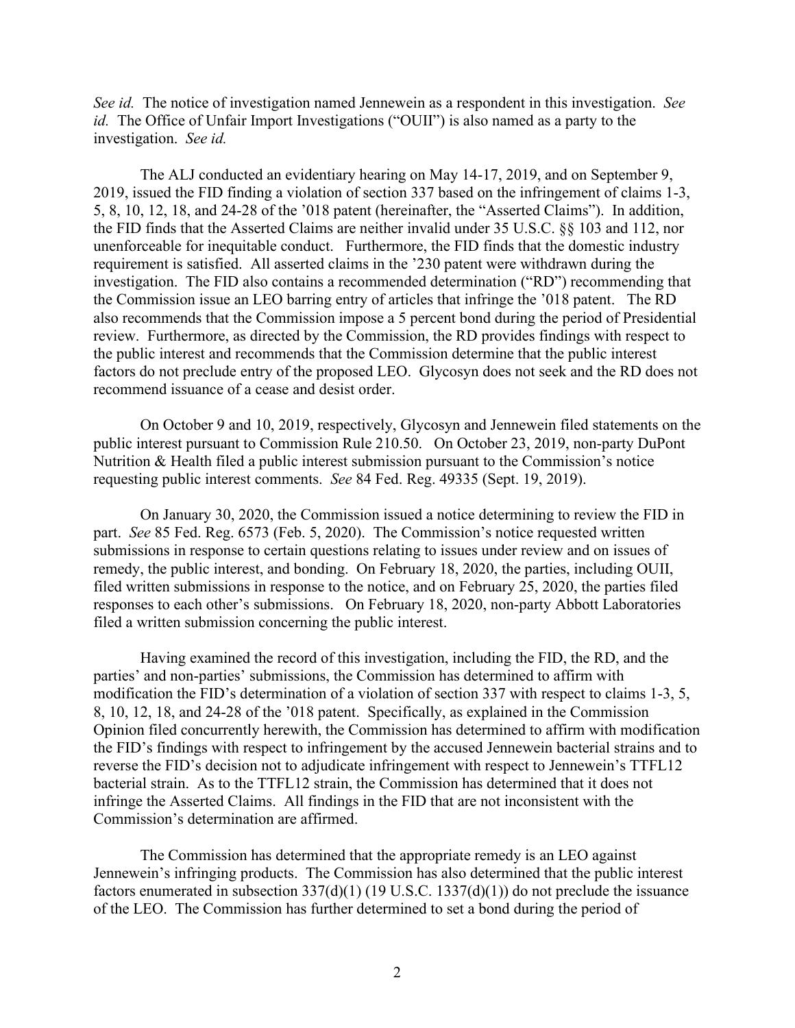*See id.* The notice of investigation named Jennewein as a respondent in this investigation. *See id.* The Office of Unfair Import Investigations ("OUII") is also named as a party to the investigation. *See id.*

The ALJ conducted an evidentiary hearing on May 14-17, 2019, and on September 9, 2019, issued the FID finding a violation of section 337 based on the infringement of claims 1-3, 5, 8, 10, 12, 18, and 24-28 of the '018 patent (hereinafter, the "Asserted Claims"). In addition, the FID finds that the Asserted Claims are neither invalid under 35 U.S.C. §§ 103 and 112, nor unenforceable for inequitable conduct. Furthermore, the FID finds that the domestic industry requirement is satisfied. All asserted claims in the '230 patent were withdrawn during the investigation. The FID also contains a recommended determination ("RD") recommending that the Commission issue an LEO barring entry of articles that infringe the '018 patent. The RD also recommends that the Commission impose a 5 percent bond during the period of Presidential review. Furthermore, as directed by the Commission, the RD provides findings with respect to the public interest and recommends that the Commission determine that the public interest factors do not preclude entry of the proposed LEO. Glycosyn does not seek and the RD does not recommend issuance of a cease and desist order.

On October 9 and 10, 2019, respectively, Glycosyn and Jennewein filed statements on the public interest pursuant to Commission Rule 210.50. On October 23, 2019, non-party DuPont Nutrition & Health filed a public interest submission pursuant to the Commission's notice requesting public interest comments. *See* 84 Fed. Reg. 49335 (Sept. 19, 2019).

On January 30, 2020, the Commission issued a notice determining to review the FID in part. *See* 85 Fed. Reg. 6573 (Feb. 5, 2020). The Commission's notice requested written submissions in response to certain questions relating to issues under review and on issues of remedy, the public interest, and bonding. On February 18, 2020, the parties, including OUII, filed written submissions in response to the notice, and on February 25, 2020, the parties filed responses to each other's submissions. On February 18, 2020, non-party Abbott Laboratories filed a written submission concerning the public interest.

Having examined the record of this investigation, including the FID, the RD, and the parties' and non-parties' submissions, the Commission has determined to affirm with modification the FID's determination of a violation of section 337 with respect to claims 1-3, 5, 8, 10, 12, 18, and 24-28 of the '018 patent. Specifically, as explained in the Commission Opinion filed concurrently herewith, the Commission has determined to affirm with modification the FID's findings with respect to infringement by the accused Jennewein bacterial strains and to reverse the FID's decision not to adjudicate infringement with respect to Jennewein's TTFL12 bacterial strain. As to the TTFL12 strain, the Commission has determined that it does not infringe the Asserted Claims. All findings in the FID that are not inconsistent with the Commission's determination are affirmed.

The Commission has determined that the appropriate remedy is an LEO against Jennewein's infringing products. The Commission has also determined that the public interest factors enumerated in subsection 337(d)(1) (19 U.S.C. 1337(d)(1)) do not preclude the issuance of the LEO. The Commission has further determined to set a bond during the period of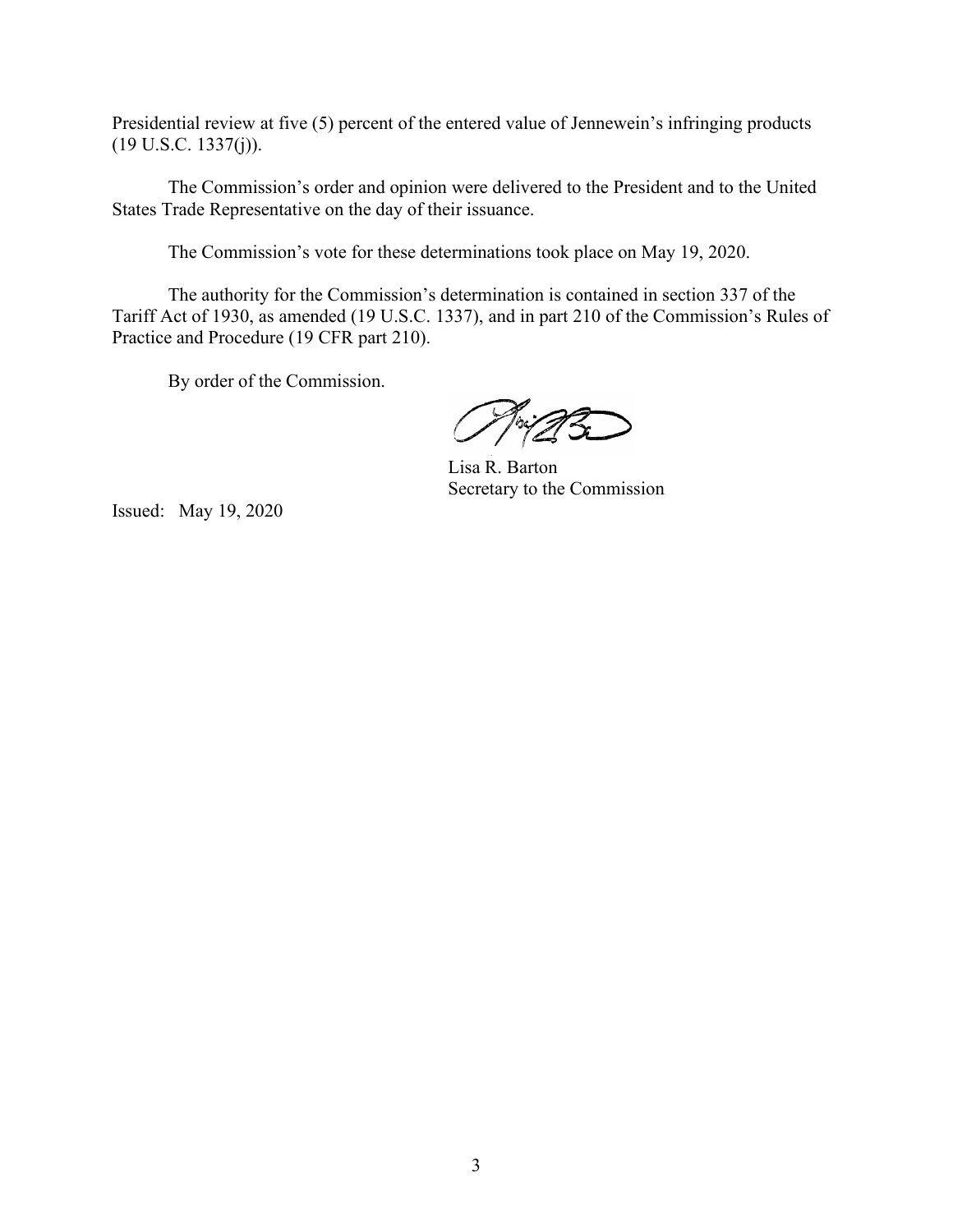Presidential review at five (5) percent of the entered value of Jennewein's infringing products (19 U.S.C. 1337(j)).

The Commission's order and opinion were delivered to the President and to the United States Trade Representative on the day of their issuance.

The Commission's vote for these determinations took place on May 19, 2020.

The authority for the Commission's determination is contained in section 337 of the Tariff Act of 1930, as amended (19 U.S.C. 1337), and in part 210 of the Commission's Rules of Practice and Procedure (19 CFR part 210).

By order of the Commission.

Lisa R. Barton
Secretary to the Commission

Issued: May 19, 2020